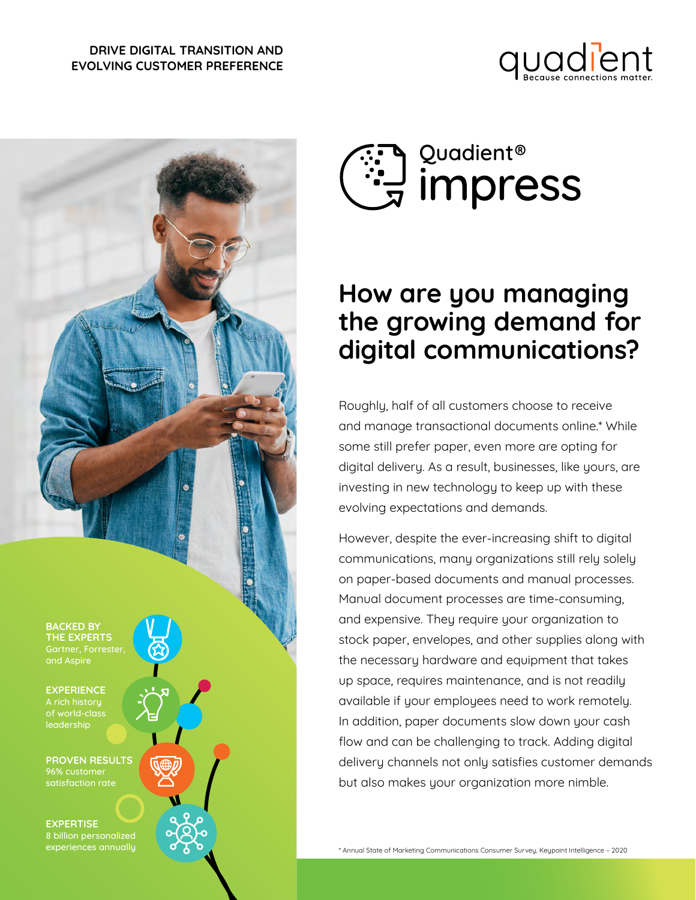DRIVE DIGITAL TRANSITION AND EVOLVING CUSTOMER PREFERENCE

quadient
Because connections matter.

Quadient® impress

# How are you managing the growing demand for digital communications?

Roughly, half of all customers choose to receive and manage transactional documents online.* While some still prefer paper, even more are opting for digital delivery. As a result, businesses, like yours, are investing in new technology to keep up with these evolving expectations and demands.

However, despite the ever-increasing shift to digital communications, many organizations still rely solely on paper-based documents and manual processes. Manual document processes are time-consuming, and expensive. They require your organization to stock paper, envelopes, and other supplies along with the necessary hardware and equipment that takes up space, requires maintenance, and is not readily available if your employees need to work remotely. In addition, paper documents slow down your cash flow and can be challenging to track. Adding digital delivery channels not only satisfies customer demands but also makes your organization more nimble.

**BACKED BY THE EXPERTS**
Gartner, Forrester, and Aspire

**EXPERIENCE**
A rich history of world-class leadership

**PROVEN RESULTS**
96% customer satisfaction rate

**EXPERTISE**
8 billion personalized experiences annually

* Annual State of Marketing Communications Consumer Survey, Keypoint Intelligence – 2020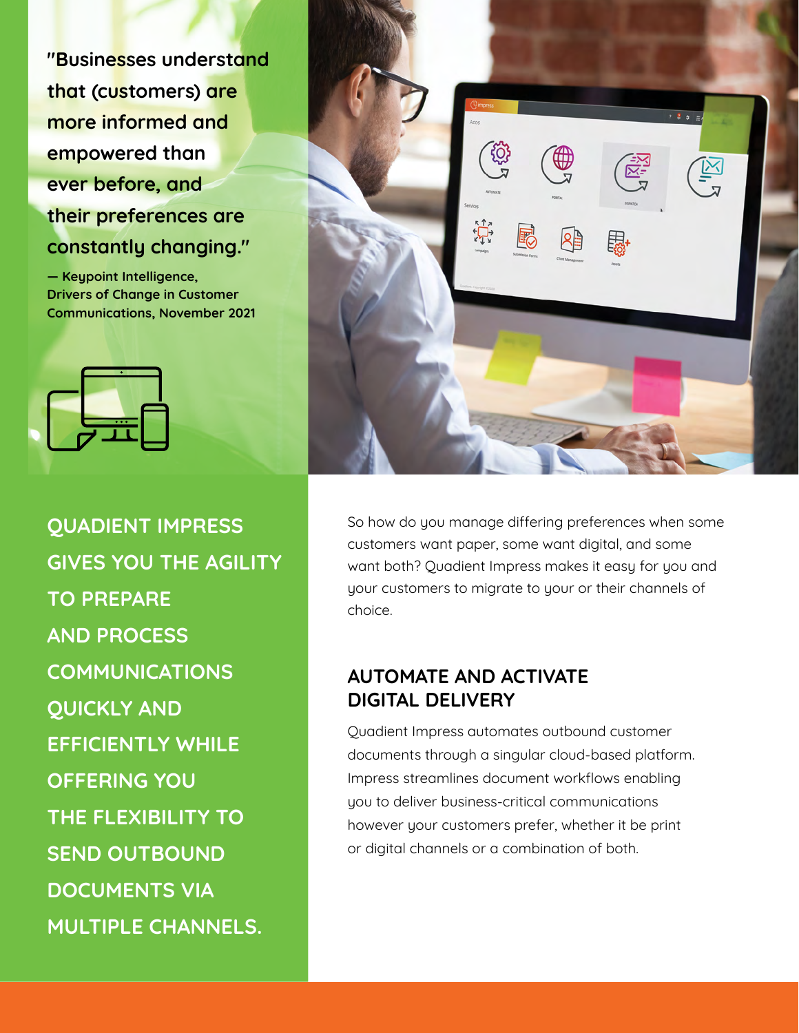"Businesses understand that (customers) are more informed and empowered than ever before, and their preferences are constantly changing."

— Keypoint Intelligence, Drivers of Change in Customer Communications, November 2021

**QUADIENT IMPRESS GIVES YOU THE AGILITY TO PREPARE AND PROCESS COMMUNICATIONS QUICKLY AND EFFICIENTLY WHILE OFFERING YOU THE FLEXIBILITY TO SEND OUTBOUND DOCUMENTS VIA MULTIPLE CHANNELS.**

So how do you manage differing preferences when some customers want paper, some want digital, and some want both? Quadient Impress makes it easy for you and your customers to migrate to your or their channels of choice.

## AUTOMATE AND ACTIVATE DIGITAL DELIVERY

Quadient Impress automates outbound customer documents through a singular cloud-based platform. Impress streamlines document workflows enabling you to deliver business-critical communications however your customers prefer, whether it be print or digital channels or a combination of both.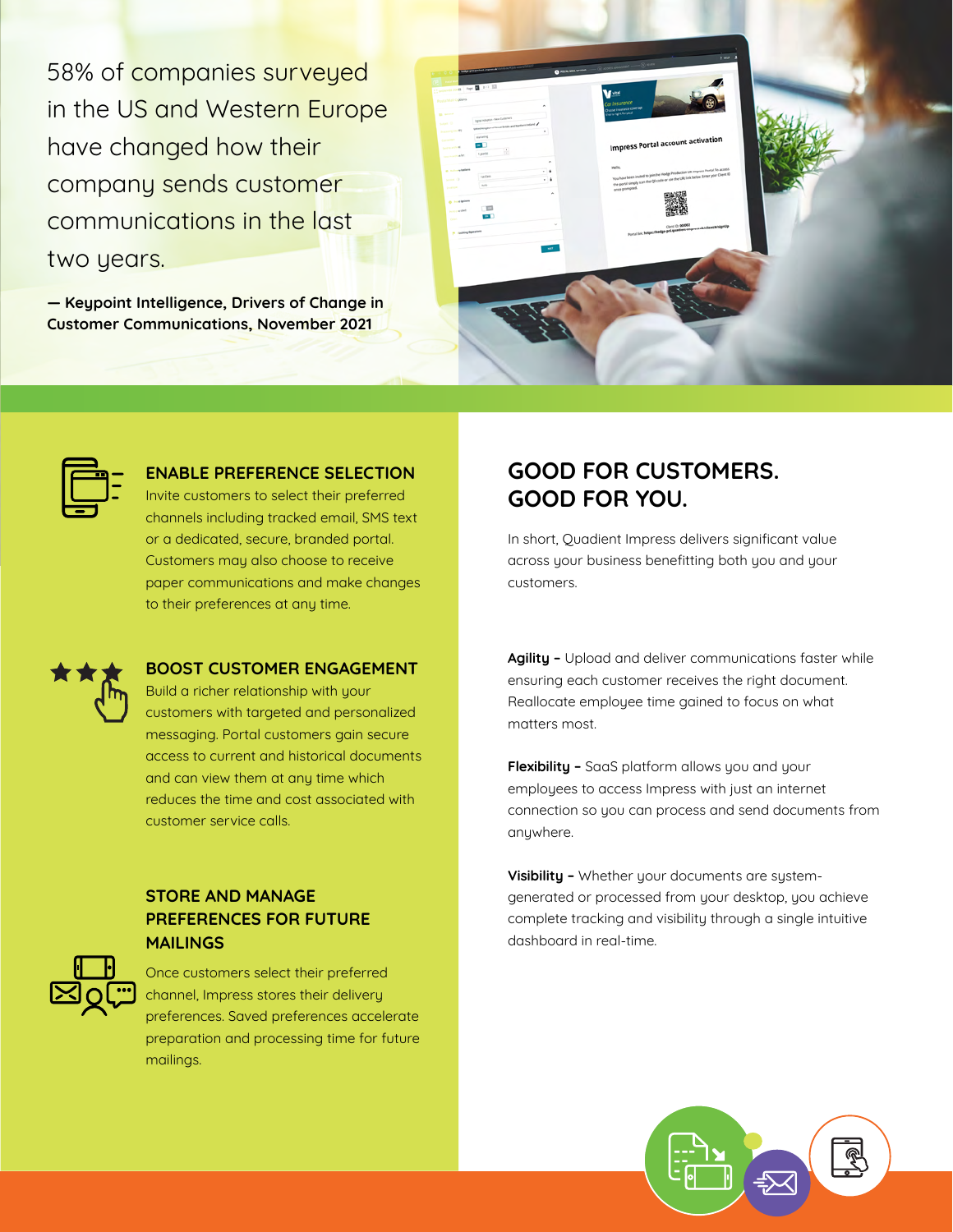58% of companies surveyed in the US and Western Europe have changed how their company sends customer communications in the last two years.

**— Keypoint Intelligence, Drivers of Change in Customer Communications, November 2021**

### ENABLE PREFERENCE SELECTION

Invite customers to select their preferred channels including tracked email, SMS text or a dedicated, secure, branded portal. Customers may also choose to receive paper communications and make changes to their preferences at any time.

### BOOST CUSTOMER ENGAGEMENT

Build a richer relationship with your customers with targeted and personalized messaging. Portal customers gain secure access to current and historical documents and can view them at any time which reduces the time and cost associated with customer service calls.

### STORE AND MANAGE PREFERENCES FOR FUTURE MAILINGS

Once customers select their preferred channel, Impress stores their delivery preferences. Saved preferences accelerate preparation and processing time for future mailings.

## GOOD FOR CUSTOMERS. GOOD FOR YOU.

In short, Quadient Impress delivers significant value across your business benefitting both you and your customers.

**Agility –** Upload and deliver communications faster while ensuring each customer receives the right document. Reallocate employee time gained to focus on what matters most.

**Flexibility –** SaaS platform allows you and your employees to access Impress with just an internet connection so you can process and send documents from anywhere.

**Visibility –** Whether your documents are system-generated or processed from your desktop, you achieve complete tracking and visibility through a single intuitive dashboard in real-time.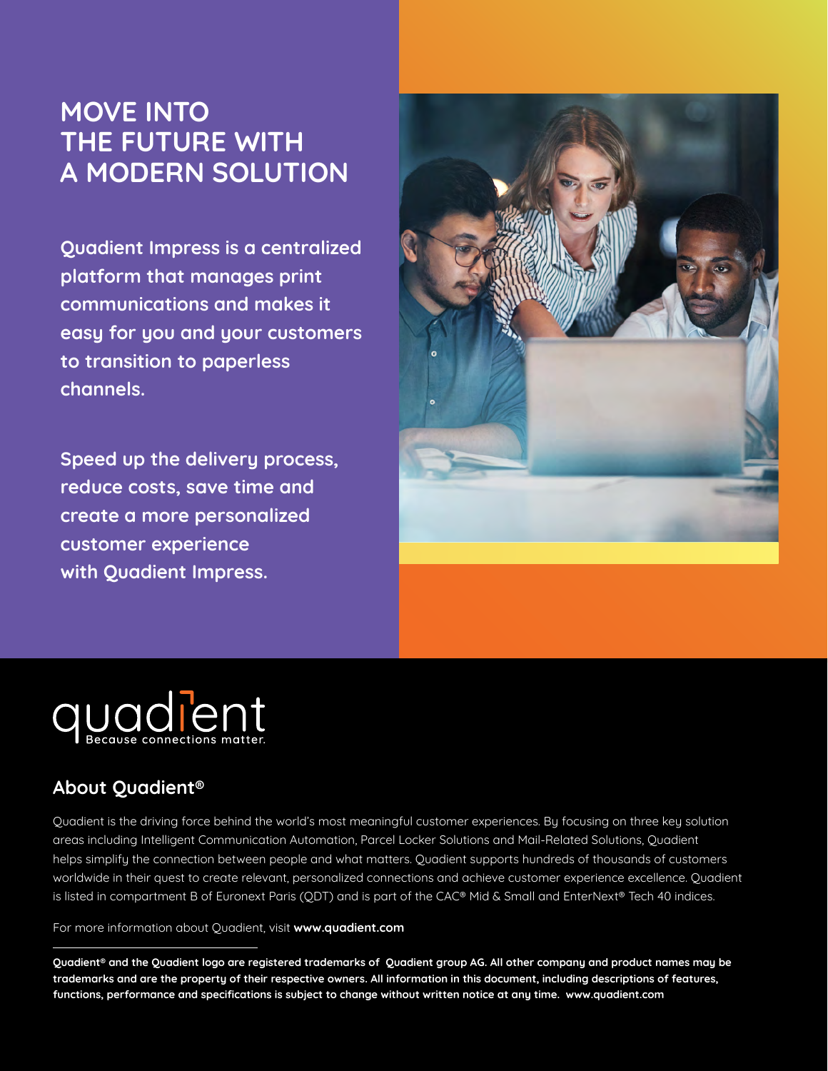# MOVE INTO THE FUTURE WITH A MODERN SOLUTION

**Quadient Impress is a centralized platform that manages print communications and makes it easy for you and your customers to transition to paperless channels.**

**Speed up the delivery process, reduce costs, save time and create a more personalized customer experience with Quadient Impress.**

quadient
Because connections matter.

## About Quadient®

Quadient is the driving force behind the world's most meaningful customer experiences. By focusing on three key solution areas including Intelligent Communication Automation, Parcel Locker Solutions and Mail-Related Solutions, Quadient helps simplify the connection between people and what matters. Quadient supports hundreds of thousands of customers worldwide in their quest to create relevant, personalized connections and achieve customer experience excellence. Quadient is listed in compartment B of Euronext Paris (QDT) and is part of the CAC® Mid & Small and EnterNext® Tech 40 indices.

For more information about Quadient, visit **www.quadient.com**

**Quadient® and the Quadient logo are registered trademarks of Quadient group AG. All other company and product names may be trademarks and are the property of their respective owners. All information in this document, including descriptions of features, functions, performance and specifications is subject to change without written notice at any time. www.quadient.com**